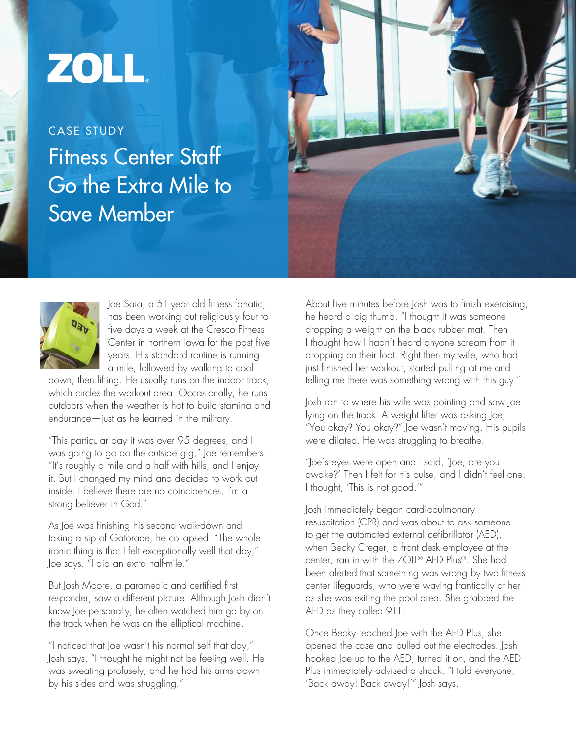ZOLL

CASE STUDY

# Fitness Center Staff Go the Extra Mile to Save Member

Joe Saia, a 51-year-old fitness fanatic, has been working out religiously four to five days a week at the Cresco Fitness Center in northern Iowa for the past five years. His standard routine is running a mile, followed by walking to cool down, then lifting. He usually runs on the indoor track, which circles the workout area. Occasionally, he runs outdoors when the weather is hot to build stamina and endurance—just as he learned in the military.

"This particular day it was over 95 degrees, and I was going to go do the outside gig," Joe remembers. "It's roughly a mile and a half with hills, and I enjoy it. But I changed my mind and decided to work out inside. I believe there are no coincidences. I'm a strong believer in God."

As Joe was finishing his second walk-down and taking a sip of Gatorade, he collapsed. "The whole ironic thing is that I felt exceptionally well that day," Joe says. "I did an extra half-mile."

But Josh Moore, a paramedic and certified first responder, saw a different picture. Although Josh didn't know Joe personally, he often watched him go by on the track when he was on the elliptical machine.

"I noticed that Joe wasn't his normal self that day," Josh says. "I thought he might not be feeling well. He was sweating profusely, and he had his arms down by his sides and was struggling."

About five minutes before Josh was to finish exercising, he heard a big thump. "I thought it was someone dropping a weight on the black rubber mat. Then I thought how I hadn't heard anyone scream from it dropping on their foot. Right then my wife, who had just finished her workout, started pulling at me and telling me there was something wrong with this guy."

Josh ran to where his wife was pointing and saw Joe lying on the track. A weight lifter was asking Joe, "You okay? You okay?" Joe wasn't moving. His pupils were dilated. He was struggling to breathe.

"Joe's eyes were open and I said, 'Joe, are you awake?' Then I felt for his pulse, and I didn't feel one. I thought, 'This is not good.'"

Josh immediately began cardiopulmonary resuscitation (CPR) and was about to ask someone to get the automated external defibrillator (AED), when Becky Creger, a front desk employee at the center, ran in with the ZOLL® AED Plus®. She had been alerted that something was wrong by two fitness center lifeguards, who were waving frantically at her as she was exiting the pool area. She grabbed the AED as they called 911.

Once Becky reached Joe with the AED Plus, she opened the case and pulled out the electrodes. Josh hooked Joe up to the AED, turned it on, and the AED Plus immediately advised a shock. "I told everyone, 'Back away! Back away!'" Josh says.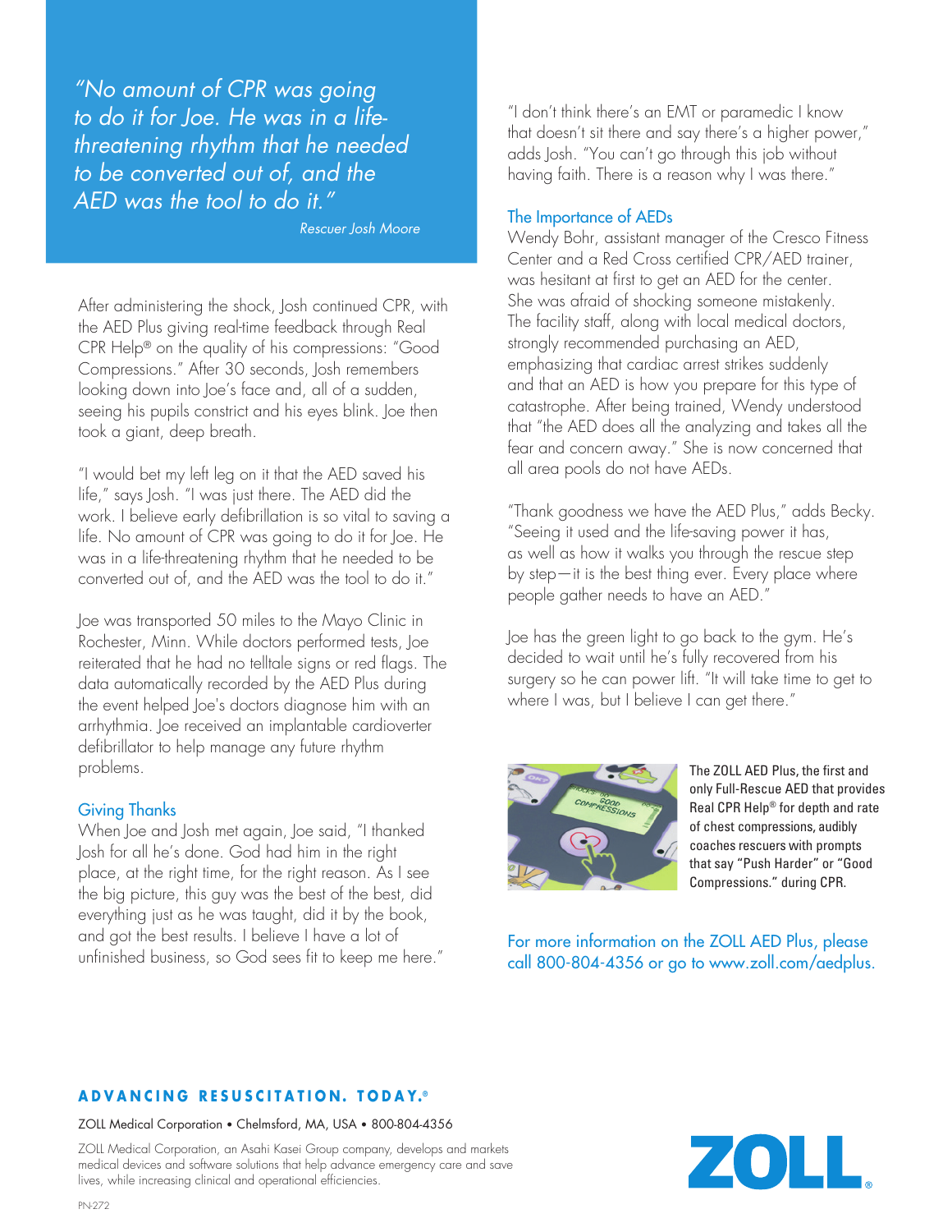*"No amount of CPR was going to do it for Joe. He was in a life-threatening rhythm that he needed to be converted out of, and the AED was the tool to do it."*

*Rescuer Josh Moore*

After administering the shock, Josh continued CPR, with the AED Plus giving real-time feedback through Real CPR Help® on the quality of his compressions: "Good Compressions." After 30 seconds, Josh remembers looking down into Joe's face and, all of a sudden, seeing his pupils constrict and his eyes blink. Joe then took a giant, deep breath.

"I would bet my left leg on it that the AED saved his life," says Josh. "I was just there. The AED did the work. I believe early defibrillation is so vital to saving a life. No amount of CPR was going to do it for Joe. He was in a life-threatening rhythm that he needed to be converted out of, and the AED was the tool to do it."

Joe was transported 50 miles to the Mayo Clinic in Rochester, Minn. While doctors performed tests, Joe reiterated that he had no telltale signs or red flags. The data automatically recorded by the AED Plus during the event helped Joe's doctors diagnose him with an arrhythmia. Joe received an implantable cardioverter defibrillator to help manage any future rhythm problems.

## Giving Thanks

When Joe and Josh met again, Joe said, "I thanked Josh for all he's done. God had him in the right place, at the right time, for the right reason. As I see the big picture, this guy was the best of the best, did everything just as he was taught, did it by the book, and got the best results. I believe I have a lot of unfinished business, so God sees fit to keep me here."

"I don't think there's an EMT or paramedic I know that doesn't sit there and say there's a higher power," adds Josh. "You can't go through this job without having faith. There is a reason why I was there."

## The Importance of AEDs

Wendy Bohr, assistant manager of the Cresco Fitness Center and a Red Cross certified CPR/AED trainer, was hesitant at first to get an AED for the center. She was afraid of shocking someone mistakenly. The facility staff, along with local medical doctors, strongly recommended purchasing an AED, emphasizing that cardiac arrest strikes suddenly and that an AED is how you prepare for this type of catastrophe. After being trained, Wendy understood that "the AED does all the analyzing and takes all the fear and concern away." She is now concerned that all area pools do not have AEDs.

"Thank goodness we have the AED Plus," adds Becky. "Seeing it used and the life-saving power it has, as well as how it walks you through the rescue step by step—it is the best thing ever. Every place where people gather needs to have an AED."

Joe has the green light to go back to the gym. He's decided to wait until he's fully recovered from his surgery so he can power lift. "It will take time to get to where I was, but I believe I can get there."

The ZOLL AED Plus, the first and only Full-Rescue AED that provides Real CPR Help® for depth and rate of chest compressions, audibly coaches rescuers with prompts that say "Push Harder" or "Good Compressions." during CPR.

For more information on the ZOLL AED Plus, please call 800-804-4356 or go to www.zoll.com/aedplus.

**ADVANCING RESUSCITATION. TODAY.®**

ZOLL Medical Corporation • Chelmsford, MA, USA • 800-804-4356

ZOLL Medical Corporation, an Asahi Kasei Group company, develops and markets medical devices and software solutions that help advance emergency care and save lives, while increasing clinical and operational efficiencies.

ZOLL®

PN-272